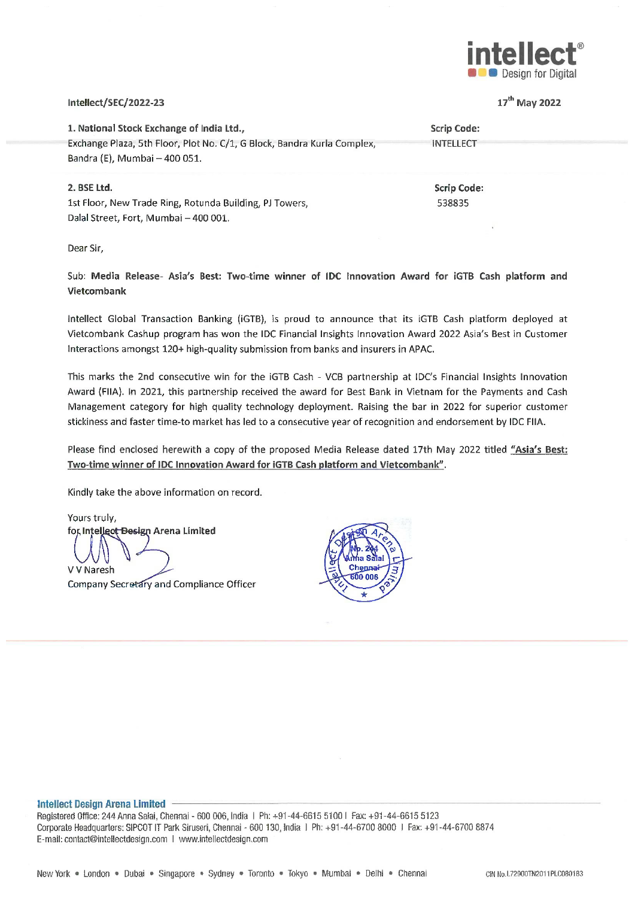intellect® Design for Digital

Intellect/SEC/2022-23

17th May 2022

| | |
|---|---|
| **1. National Stock Exchange of India Ltd.,** Exchange Plaza, 5th Floor, Plot No. C/1, G Block, Bandra Kurla Complex, Bandra (E), Mumbai – 400 051. | **Scrip Code:** INTELLECT |
| **2. BSE Ltd.** 1st Floor, New Trade Ring, Rotunda Building, PJ Towers, Dalal Street, Fort, Mumbai – 400 001. | **Scrip Code:** 538835 |

Dear Sir,

Sub: **Media Release- Asia's Best: Two-time winner of IDC Innovation Award for iGTB Cash platform and Vietcombank**

Intellect Global Transaction Banking (iGTB), is proud to announce that its iGTB Cash platform deployed at Vietcombank Cashup program has won the IDC Financial Insights Innovation Award 2022 Asia's Best in Customer Interactions amongst 120+ high-quality submission from banks and insurers in APAC.

This marks the 2nd consecutive win for the iGTB Cash - VCB partnership at IDC's Financial Insights Innovation Award (FIIA). In 2021, this partnership received the award for Best Bank in Vietnam for the Payments and Cash Management category for high quality technology deployment. Raising the bar in 2022 for superior customer stickiness and faster time-to market has led to a consecutive year of recognition and endorsement by IDC FIIA.

Please find enclosed herewith a copy of the proposed Media Release dated 17th May 2022 titled **"Asia's Best: Two-time winner of IDC Innovation Award for iGTB Cash platform and Vietcombank"**.

Kindly take the above information on record.

Yours truly,
**for Intellect Design Arena Limited**

V V Naresh
Company Secretary and Compliance Officer

**Intellect Design Arena Limited**
Registered Office: 244 Anna Salai, Chennai - 600 006, India | Ph: +91-44-6615 5100 | Fax: +91-44-6615 5123
Corporate Headquarters: SIPCOT IT Park Siruseri, Chennai - 600 130, India | Ph: +91-44-6700 8000 | Fax: +91-44-6700 8874
E-mail: contact@intellectdesign.com | www.intellectdesign.com

New York • London • Dubai • Singapore • Sydney • Toronto • Tokyo • Mumbai • Delhi • Chennai

CIN No.L72900TN2011PLC080183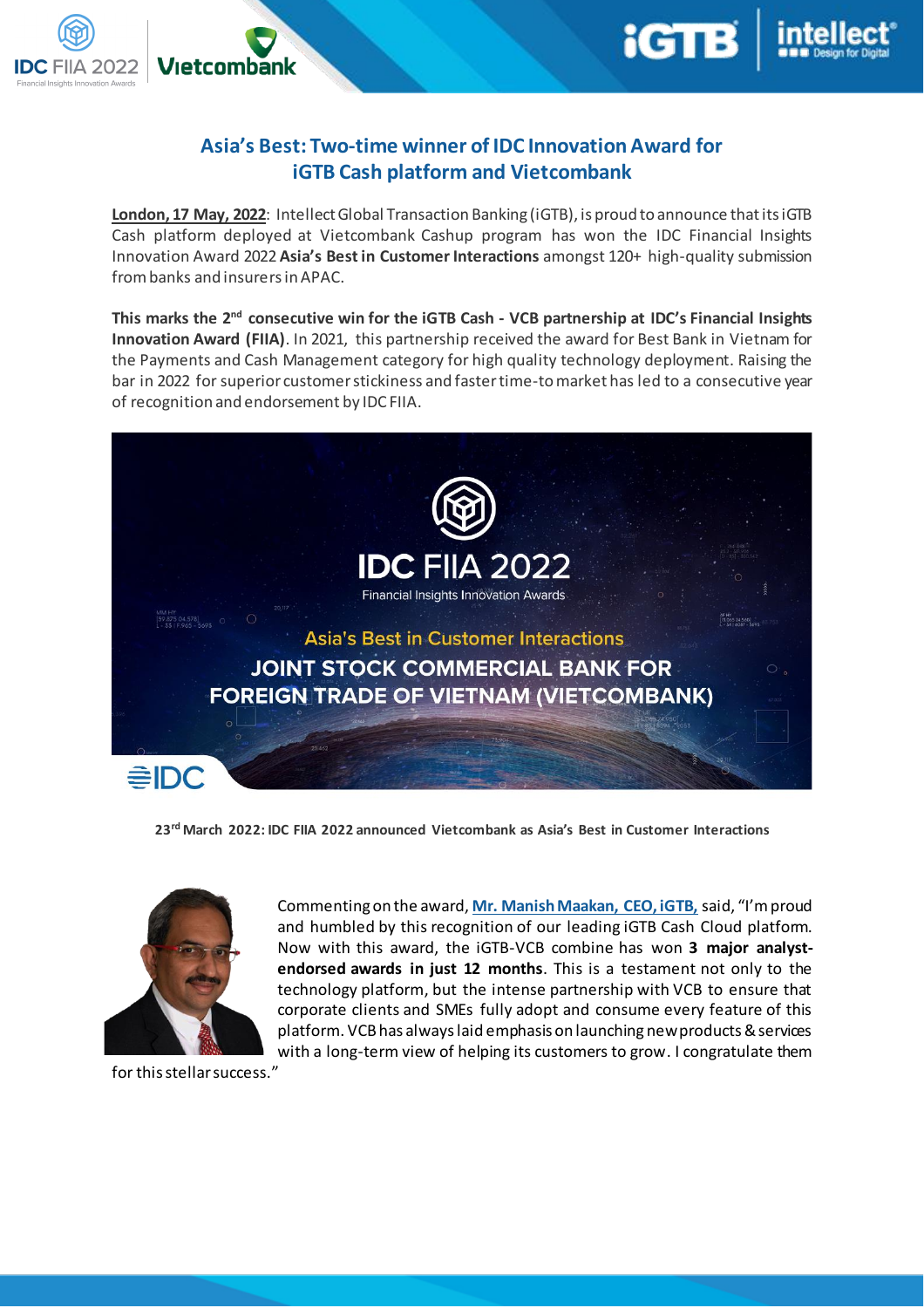## Asia's Best: Two-time winner of IDC Innovation Award for iGTB Cash platform and Vietcombank

**London, 17 May, 2022**: Intellect Global Transaction Banking (iGTB), is proud to announce that its iGTB Cash platform deployed at Vietcombank Cashup program has won the IDC Financial Insights Innovation Award 2022 **Asia's Best in Customer Interactions** amongst 120+ high-quality submission from banks and insurers in APAC.

**This marks the 2nd consecutive win for the iGTB Cash - VCB partnership at IDC's Financial Insights Innovation Award (FIIA)**. In 2021, this partnership received the award for Best Bank in Vietnam for the Payments and Cash Management category for high quality technology deployment. Raising the bar in 2022 for superior customer stickiness and faster time-to market has led to a consecutive year of recognition and endorsement by IDC FIIA.

**23rd March 2022: IDC FIIA 2022 announced Vietcombank as Asia's Best in Customer Interactions**

Commenting on the award, **Mr. Manish Maakan, CEO, iGTB,** said, "I'm proud and humbled by this recognition of our leading iGTB Cash Cloud platform. Now with this award, the iGTB-VCB combine has won **3 major analyst-endorsed awards in just 12 months**. This is a testament not only to the technology platform, but the intense partnership with VCB to ensure that corporate clients and SMEs fully adopt and consume every feature of this platform. VCB has always laid emphasis on launching new products & services with a long-term view of helping its customers to grow. I congratulate them for this stellar success."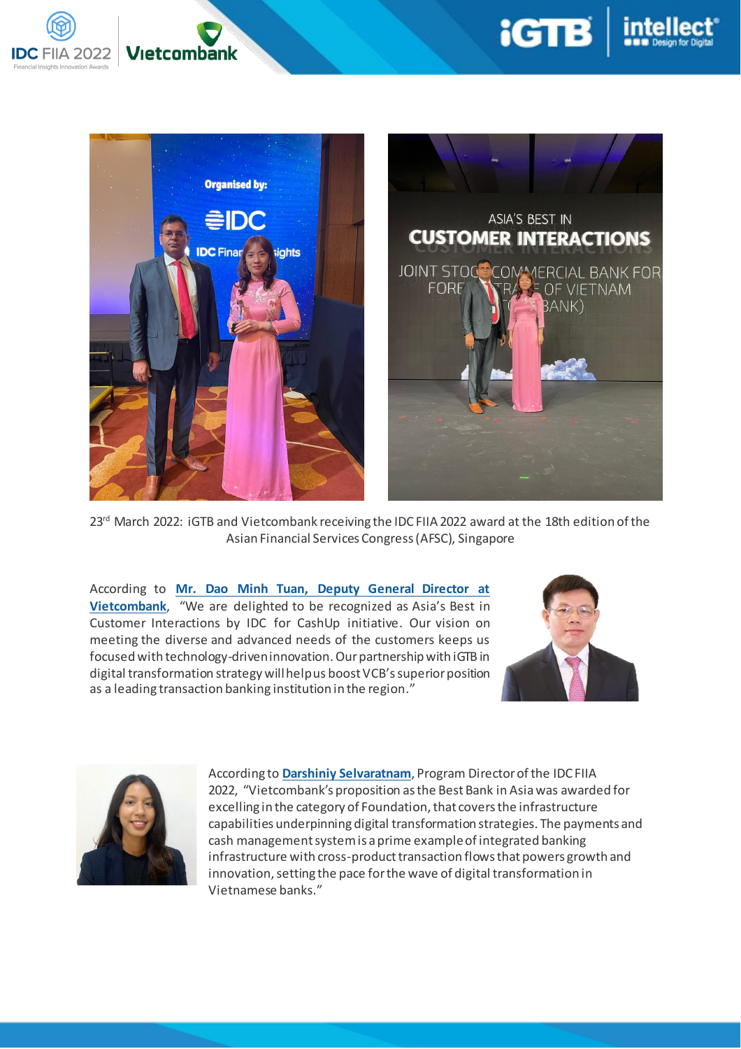23rd March 2022: iGTB and Vietcombank receiving the IDC FIIA 2022 award at the 18th edition of the Asian Financial Services Congress (AFSC), Singapore

According to **Mr. Dao Minh Tuan, Deputy General Director at Vietcombank**, "We are delighted to be recognized as Asia's Best in Customer Interactions by IDC for CashUp initiative. Our vision on meeting the diverse and advanced needs of the customers keeps us focused with technology-driven innovation. Our partnership with iGTB in digital transformation strategy will help us boost VCB's superior position as a leading transaction banking institution in the region."

According to **Darshiniy Selvaratnam**, Program Director of the IDC FIIA 2022, "Vietcombank's proposition as the Best Bank in Asia was awarded for excelling in the category of Foundation, that covers the infrastructure capabilities underpinning digital transformation strategies. The payments and cash management system is a prime example of integrated banking infrastructure with cross-product transaction flows that powers growth and innovation, setting the pace for the wave of digital transformation in Vietnamese banks."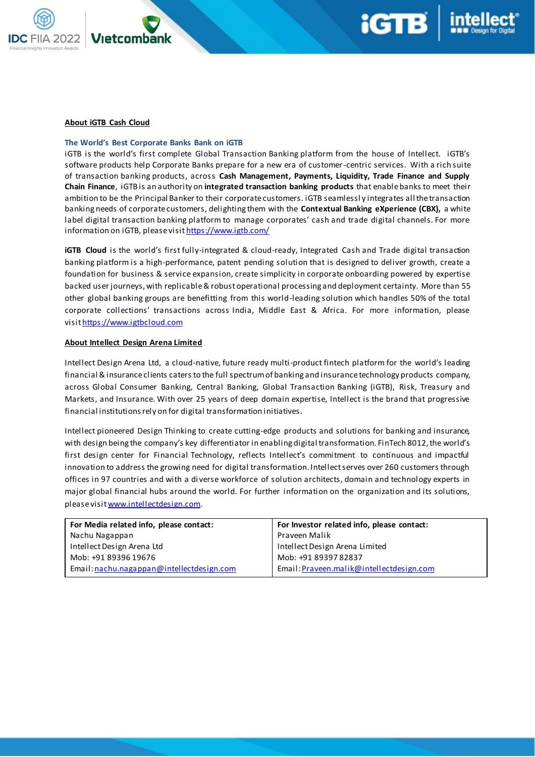**About iGTB Cash Cloud**

**The World's Best Corporate Banks Bank on iGTB**

iGTB is the world's first complete Global Transaction Banking platform from the house of Intellect. iGTB's software products help Corporate Banks prepare for a new era of customer-centric services. With a rich suite of transaction banking products, across **Cash Management, Payments, Liquidity, Trade Finance and Supply Chain Finance**, iGTB is an authority on **integrated transaction banking products** that enable banks to meet their ambition to be the Principal Banker to their corporate customers. iGTB seamlessly integrates all the transaction banking needs of corporate customers, delighting them with the **Contextual Banking eXperience (CBX),** a white label digital transaction banking platform to manage corporates' cash and trade digital channels. For more information on iGTB, please visit https://www.igtb.com/

**iGTB Cloud** is the world's first fully-integrated & cloud-ready, Integrated Cash and Trade digital transaction banking platform is a high-performance, patent pending solution that is designed to deliver growth, create a foundation for business & service expansion, create simplicity in corporate onboarding powered by expertise backed user journeys, with replicable & robust operational processing and deployment certainty. More than 55 other global banking groups are benefitting from this world-leading solution which handles 50% of the total corporate collections' transactions across India, Middle East & Africa. For more information, please visit https://www.igtbcloud.com

**About Intellect Design Arena Limited**

Intellect Design Arena Ltd, a cloud-native, future ready multi-product fintech platform for the world's leading financial & insurance clients caters to the full spectrum of banking and insurance technology products company, across Global Consumer Banking, Central Banking, Global Transaction Banking (iGTB), Risk, Treasury and Markets, and Insurance. With over 25 years of deep domain expertise, Intellect is the brand that progressive financial institutions rely on for digital transformation initiatives.

Intellect pioneered Design Thinking to create cutting-edge products and solutions for banking and insurance, with design being the company's key differentiator in enabling digital transformation. FinTech 8012, the world's first design center for Financial Technology, reflects Intellect's commitment to continuous and impactful innovation to address the growing need for digital transformation. Intellect serves over 260 customers through offices in 97 countries and with a diverse workforce of solution architects, domain and technology experts in major global financial hubs around the world. For further information on the organization and its solutions, please visit www.intellectdesign.com.

| **For Media related info, please contact:** | **For Investor related info, please contact:** |
|---|---|
| Nachu Nagappan | Praveen Malik |
| Intellect Design Arena Ltd | Intellect Design Arena Limited |
| Mob: +91 89396 19676 | Mob: +91 89397 82837 |
| Email: nachu.nagappan@intellectdesign.com | Email: Praveen.malik@intellectdesign.com |